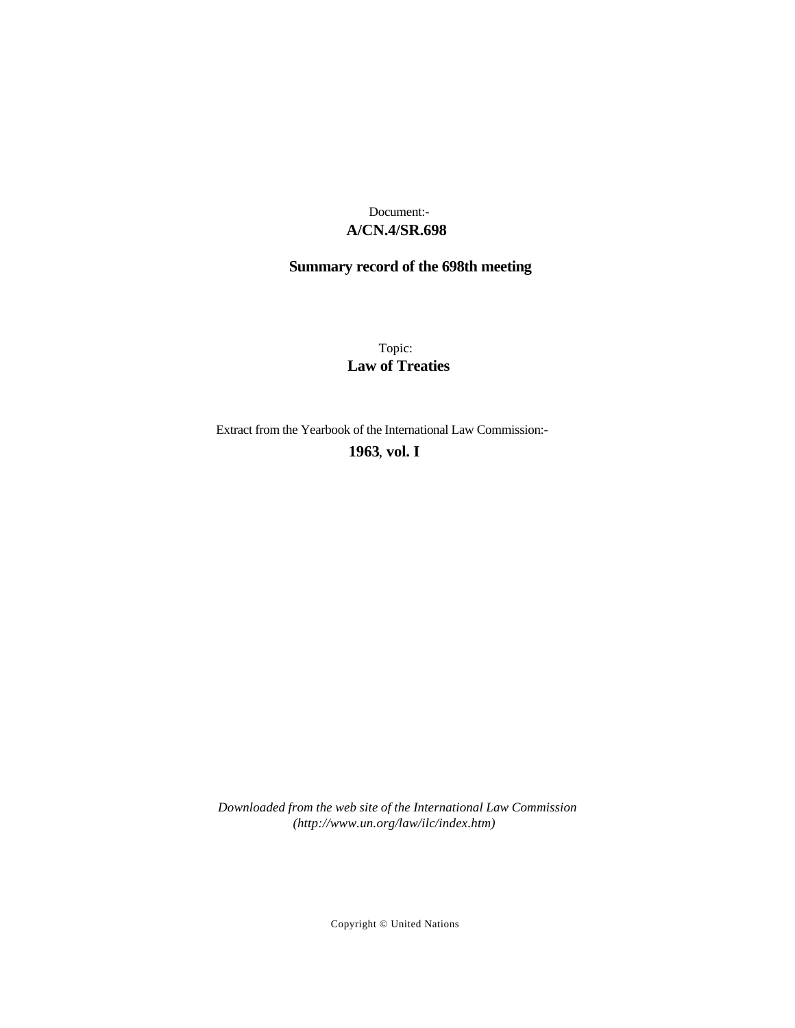Document:-

**A/CN.4/SR.698**

**Summary record of the 698th meeting**

Topic:

**Law of Treaties**

Extract from the Yearbook of the International Law Commission:-

**1963, vol. I**

*Downloaded from the web site of the International Law Commission (http://www.un.org/law/ilc/index.htm)*

Copyright © United Nations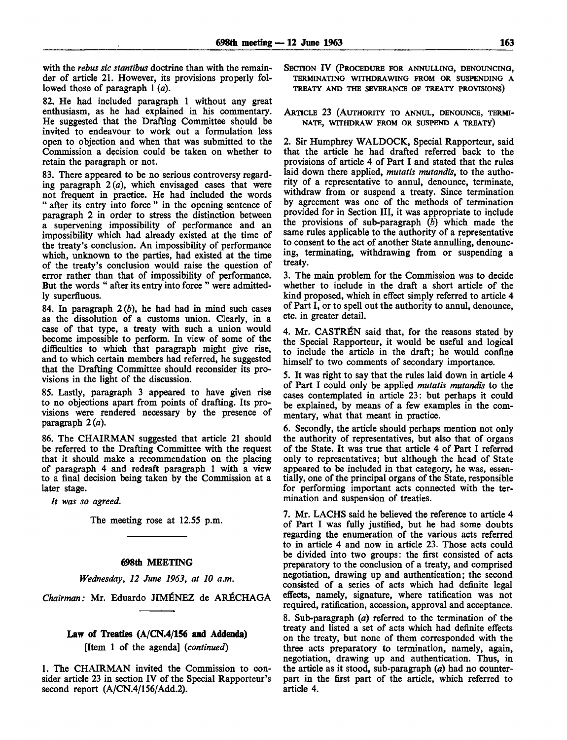with the *rebus sic stantibus* doctrine than with the remainder of article 21. However, its provisions properly followed those of paragraph 1 (*a*).

82. He had included paragraph 1 without any great enthusiasm, as he had explained in his commentary. He suggested that the Drafting Committee should be invited to endeavour to work out a formulation less open to objection and when that was submitted to the Commission a decision could be taken on whether to retain the paragraph or not.

83. There appeared to be no serious controversy regarding paragraph 2 (*a*), which envisaged cases that were not frequent in practice. He had included the words " after its entry into force " in the opening sentence of paragraph 2 in order to stress the distinction between a supervening impossibility of performance and an impossibility which had already existed at the time of the treaty's conclusion. An impossibility of performance which, unknown to the parties, had existed at the time of the treaty's conclusion would raise the question of error rather than that of impossibility of performance. But the words " after its entry into force " were admittedly superfluous.

84. In paragraph 2 (*b*), he had had in mind such cases as the dissolution of a customs union. Clearly, in a case of that type, a treaty with such a union would become impossible to perform. In view of some of the difficulties to which that paragraph might give rise, and to which certain members had referred, he suggested that the Drafting Committee should reconsider its provisions in the light of the discussion.

85. Lastly, paragraph 3 appeared to have given rise to no objections apart from points of drafting. Its provisions were rendered necessary by the presence of paragraph 2 (*a*).

86. The CHAIRMAN suggested that article 21 should be referred to the Drafting Committee with the request that it should make a recommendation on the placing of paragraph 4 and redraft paragraph 1 with a view to a final decision being taken by the Commission at a later stage.

*It was so agreed.*

The meeting rose at 12.55 p.m.

## 698th MEETING

*Wednesday, 12 June 1963, at 10 a.m.*

*Chairman:* Mr. Eduardo JIMÉNEZ de ARÉCHAGA

### Law of Treaties (A/CN.4/156 and Addenda)

[Item 1 of the agenda] (*continued*)

1. The CHAIRMAN invited the Commission to consider article 23 in section IV of the Special Rapporteur's second report (A/CN.4/156/Add.2).

SECTION IV (PROCEDURE FOR ANNULLING, DENOUNCING, TERMINATING WITHDRAWING FROM OR SUSPENDING A TREATY AND THE SEVERANCE OF TREATY PROVISIONS)

ARTICLE 23 (AUTHORITY TO ANNUL, DENOUNCE, TERMINATE, WITHDRAW FROM OR SUSPEND A TREATY)

2. Sir Humphrey WALDOCK, Special Rapporteur, said that the article he had drafted referred back to the provisions of article 4 of Part I and stated that the rules laid down there applied, *mutatis mutandis*, to the authority of a representative to annul, denounce, terminate, withdraw from or suspend a treaty. Since termination by agreement was one of the methods of termination provided for in Section III, it was appropriate to include the provisions of sub-paragraph (*b*) which made the same rules applicable to the authority of a representative to consent to the act of another State annulling, denouncing, terminating, withdrawing from or suspending a treaty.

3. The main problem for the Commission was to decide whether to include in the draft a short article of the kind proposed, which in effect simply referred to article 4 of Part I, or to spell out the authority to annul, denounce, etc. in greater detail.

4. Mr. CASTRÉN said that, for the reasons stated by the Special Rapporteur, it would be useful and logical to include the article in the draft; he would confine himself to two comments of secondary importance.

5. It was right to say that the rules laid down in article 4 of Part I could only be applied *mutatis mutandis* to the cases contemplated in article 23: but perhaps it could be explained, by means of a few examples in the commentary, what that meant in practice.

6. Secondly, the article should perhaps mention not only the authority of representatives, but also that of organs of the State. It was true that article 4 of Part I referred only to representatives; but although the head of State appeared to be included in that category, he was, essentially, one of the principal organs of the State, responsible for performing important acts connected with the termination and suspension of treaties.

7. Mr. LACHS said he believed the reference to article 4 of Part I was fully justified, but he had some doubts regarding the enumeration of the various acts referred to in article 4 and now in article 23. Those acts could be divided into two groups: the first consisted of acts preparatory to the conclusion of a treaty, and comprised negotiation, drawing up and authentication; the second consisted of a series of acts which had definite legal effects, namely, signature, where ratification was not required, ratification, accession, approval and acceptance.

8. Sub-paragraph (*a*) referred to the termination of the treaty and listed a set of acts which had definite effects on the treaty, but none of them corresponded with the three acts preparatory to termination, namely, again, negotiation, drawing up and authentication. Thus, in the article as it stood, sub-paragraph (*a*) had no counterpart in the first part of the article, which referred to article 4.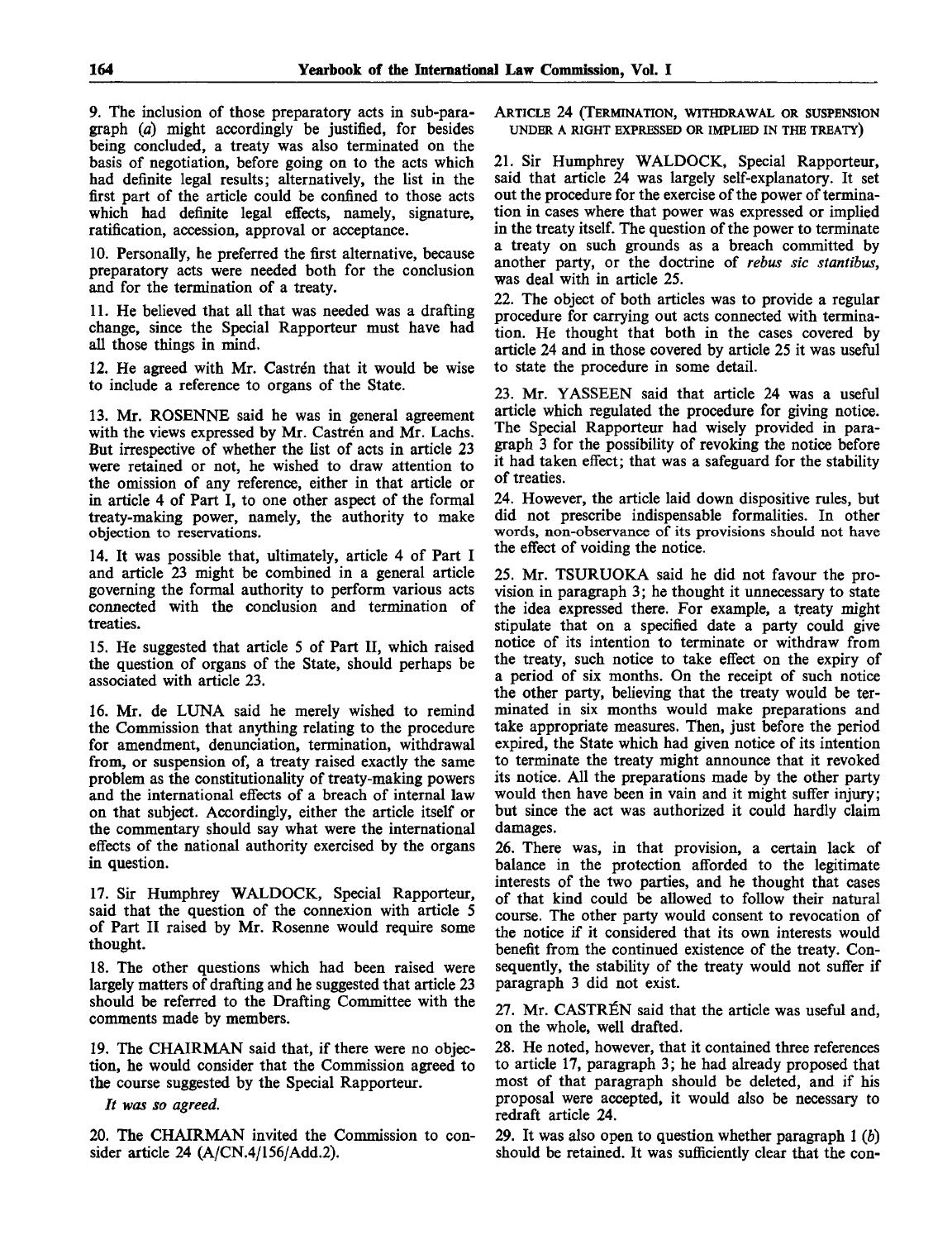9. The inclusion of those preparatory acts in sub-paragraph (*a*) might accordingly be justified, for besides being concluded, a treaty was also terminated on the basis of negotiation, before going on to the acts which had definite legal results; alternatively, the list in the first part of the article could be confined to those acts which had definite legal effects, namely, signature, ratification, accession, approval or acceptance.

10. Personally, he preferred the first alternative, because preparatory acts were needed both for the conclusion and for the termination of a treaty.

11. He believed that all that was needed was a drafting change, since the Special Rapporteur must have had all those things in mind.

12. He agreed with Mr. Castrén that it would be wise to include a reference to organs of the State.

13. Mr. ROSENNE said he was in general agreement with the views expressed by Mr. Castrén and Mr. Lachs. But irrespective of whether the list of acts in article 23 were retained or not, he wished to draw attention to the omission of any reference, either in that article or in article 4 of Part I, to one other aspect of the formal treaty-making power, namely, the authority to make objection to reservations.

14. It was possible that, ultimately, article 4 of Part I and article 23 might be combined in a general article governing the formal authority to perform various acts connected with the conclusion and termination of treaties.

15. He suggested that article 5 of Part II, which raised the question of organs of the State, should perhaps be associated with article 23.

16. Mr. de LUNA said he merely wished to remind the Commission that anything relating to the procedure for amendment, denunciation, termination, withdrawal from, or suspension of, a treaty raised exactly the same problem as the constitutionality of treaty-making powers and the international effects of a breach of internal law on that subject. Accordingly, either the article itself or the commentary should say what were the international effects of the national authority exercised by the organs in question.

17. Sir Humphrey WALDOCK, Special Rapporteur, said that the question of the connexion with article 5 of Part II raised by Mr. Rosenne would require some thought.

18. The other questions which had been raised were largely matters of drafting and he suggested that article 23 should be referred to the Drafting Committee with the comments made by members.

19. The CHAIRMAN said that, if there were no objection, he would consider that the Commission agreed to the course suggested by the Special Rapporteur.

*It was so agreed.*

20. The CHAIRMAN invited the Commission to consider article 24 (A/CN.4/156/Add.2).

ARTICLE 24 (TERMINATION, WITHDRAWAL OR SUSPENSION UNDER A RIGHT EXPRESSED OR IMPLIED IN THE TREATY)

21. Sir Humphrey WALDOCK, Special Rapporteur, said that article 24 was largely self-explanatory. It set out the procedure for the exercise of the power of termination in cases where that power was expressed or implied in the treaty itself. The question of the power to terminate a treaty on such grounds as a breach committed by another party, or the doctrine of *rebus sic stantibus*, was deal with in article 25.

22. The object of both articles was to provide a regular procedure for carrying out acts connected with termination. He thought that both in the cases covered by article 24 and in those covered by article 25 it was useful to state the procedure in some detail.

23. Mr. YASSEEN said that article 24 was a useful article which regulated the procedure for giving notice. The Special Rapporteur had wisely provided in paragraph 3 for the possibility of revoking the notice before it had taken effect; that was a safeguard for the stability of treaties.

24. However, the article laid down dispositive rules, but did not prescribe indispensable formalities. In other words, non-observance of its provisions should not have the effect of voiding the notice.

25. Mr. TSURUOKA said he did not favour the provision in paragraph 3; he thought it unnecessary to state the idea expressed there. For example, a treaty might stipulate that on a specified date a party could give notice of its intention to terminate or withdraw from the treaty, such notice to take effect on the expiry of a period of six months. On the receipt of such notice the other party, believing that the treaty would be terminated in six months would make preparations and take appropriate measures. Then, just before the period expired, the State which had given notice of its intention to terminate the treaty might announce that it revoked its notice. All the preparations made by the other party would then have been in vain and it might suffer injury; but since the act was authorized it could hardly claim damages.

26. There was, in that provision, a certain lack of balance in the protection afforded to the legitimate interests of the two parties, and he thought that cases of that kind could be allowed to follow their natural course. The other party would consent to revocation of the notice if it considered that its own interests would benefit from the continued existence of the treaty. Consequently, the stability of the treaty would not suffer if paragraph 3 did not exist.

27. Mr. CASTRÉN said that the article was useful and, on the whole, well drafted.

28. He noted, however, that it contained three references to article 17, paragraph 3; he had already proposed that most of that paragraph should be deleted, and if his proposal were accepted, it would also be necessary to redraft article 24.

29. It was also open to question whether paragraph 1 (*b*) should be retained. It was sufficiently clear that the con-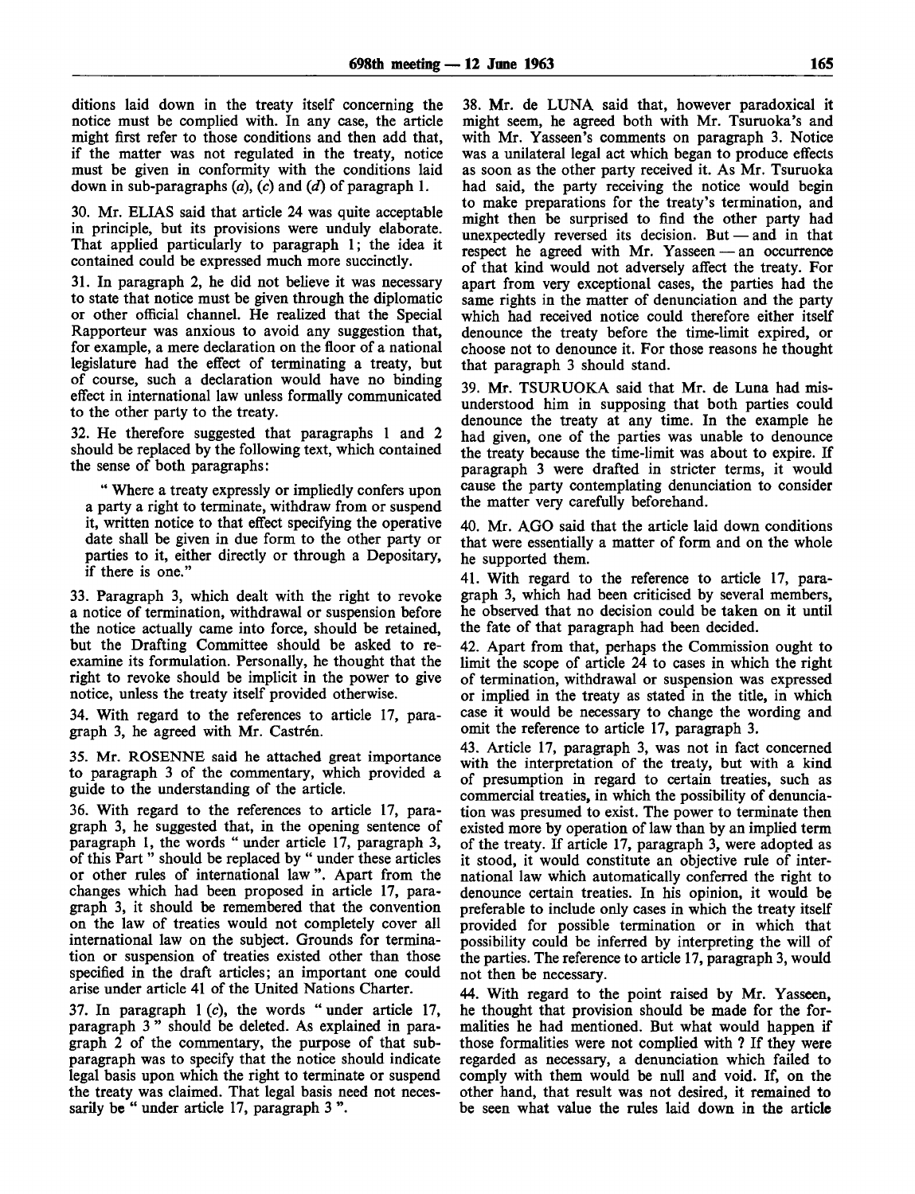ditions laid down in the treaty itself concerning the notice must be complied with. In any case, the article might first refer to those conditions and then add that, if the matter was not regulated in the treaty, notice must be given in conformity with the conditions laid down in sub-paragraphs (*a*), (*c*) and (*d*) of paragraph 1.

30. Mr. ELIAS said that article 24 was quite acceptable in principle, but its provisions were unduly elaborate. That applied particularly to paragraph 1; the idea it contained could be expressed much more succinctly.

31. In paragraph 2, he did not believe it was necessary to state that notice must be given through the diplomatic or other official channel. He realized that the Special Rapporteur was anxious to avoid any suggestion that, for example, a mere declaration on the floor of a national legislature had the effect of terminating a treaty, but of course, such a declaration would have no binding effect in international law unless formally communicated to the other party to the treaty.

32. He therefore suggested that paragraphs 1 and 2 should be replaced by the following text, which contained the sense of both paragraphs:

> " Where a treaty expressly or impliedly confers upon a party a right to terminate, withdraw from or suspend it, written notice to that effect specifying the operative date shall be given in due form to the other party or parties to it, either directly or through a Depositary, if there is one."

33. Paragraph 3, which dealt with the right to revoke a notice of termination, withdrawal or suspension before the notice actually came into force, should be retained, but the Drafting Committee should be asked to re-examine its formulation. Personally, he thought that the right to revoke should be implicit in the power to give notice, unless the treaty itself provided otherwise.

34. With regard to the references to article 17, paragraph 3, he agreed with Mr. Castrén.

35. Mr. ROSENNE said he attached great importance to paragraph 3 of the commentary, which provided a guide to the understanding of the article.

36. With regard to the references to article 17, paragraph 3, he suggested that, in the opening sentence of paragraph 1, the words " under article 17, paragraph 3, of this Part " should be replaced by " under these articles or other rules of international law ". Apart from the changes which had been proposed in article 17, paragraph 3, it should be remembered that the convention on the law of treaties would not completely cover all international law on the subject. Grounds for termination or suspension of treaties existed other than those specified in the draft articles; an important one could arise under article 41 of the United Nations Charter.

37. In paragraph 1 (*c*), the words " under article 17, paragraph 3 " should be deleted. As explained in paragraph 2 of the commentary, the purpose of that sub-paragraph was to specify that the notice should indicate legal basis upon which the right to terminate or suspend the treaty was claimed. That legal basis need not necessarily be " under article 17, paragraph 3 ".

38. Mr. de LUNA said that, however paradoxical it might seem, he agreed both with Mr. Tsuruoka's and with Mr. Yasseen's comments on paragraph 3. Notice was a unilateral legal act which began to produce effects as soon as the other party received it. As Mr. Tsuruoka had said, the party receiving the notice would begin to make preparations for the treaty's termination, and might then be surprised to find the other party had unexpectedly reversed its decision. But — and in that respect he agreed with Mr. Yasseen — an occurrence of that kind would not adversely affect the treaty. For apart from very exceptional cases, the parties had the same rights in the matter of denunciation and the party which had received notice could therefore either itself denounce the treaty before the time-limit expired, or choose not to denounce it. For those reasons he thought that paragraph 3 should stand.

39. Mr. TSURUOKA said that Mr. de Luna had misunderstood him in supposing that both parties could denounce the treaty at any time. In the example he had given, one of the parties was unable to denounce the treaty because the time-limit was about to expire. If paragraph 3 were drafted in stricter terms, it would cause the party contemplating denunciation to consider the matter very carefully beforehand.

40. Mr. AGO said that the article laid down conditions that were essentially a matter of form and on the whole he supported them.

41. With regard to the reference to article 17, paragraph 3, which had been criticised by several members, he observed that no decision could be taken on it until the fate of that paragraph had been decided.

42. Apart from that, perhaps the Commission ought to limit the scope of article 24 to cases in which the right of termination, withdrawal or suspension was expressed or implied in the treaty as stated in the title, in which case it would be necessary to change the wording and omit the reference to article 17, paragraph 3.

43. Article 17, paragraph 3, was not in fact concerned with the interpretation of the treaty, but with a kind of presumption in regard to certain treaties, such as commercial treaties, in which the possibility of denunciation was presumed to exist. The power to terminate then existed more by operation of law than by an implied term of the treaty. If article 17, paragraph 3, were adopted as it stood, it would constitute an objective rule of international law which automatically conferred the right to denounce certain treaties. In his opinion, it would be preferable to include only cases in which the treaty itself provided for possible termination or in which that possibility could be inferred by interpreting the will of the parties. The reference to article 17, paragraph 3, would not then be necessary.

44. With regard to the point raised by Mr. Yasseen, he thought that provision should be made for the formalities he had mentioned. But what would happen if those formalities were not complied with? If they were regarded as necessary, a denunciation which failed to comply with them would be null and void. If, on the other hand, that result was not desired, it remained to be seen what value the rules laid down in the article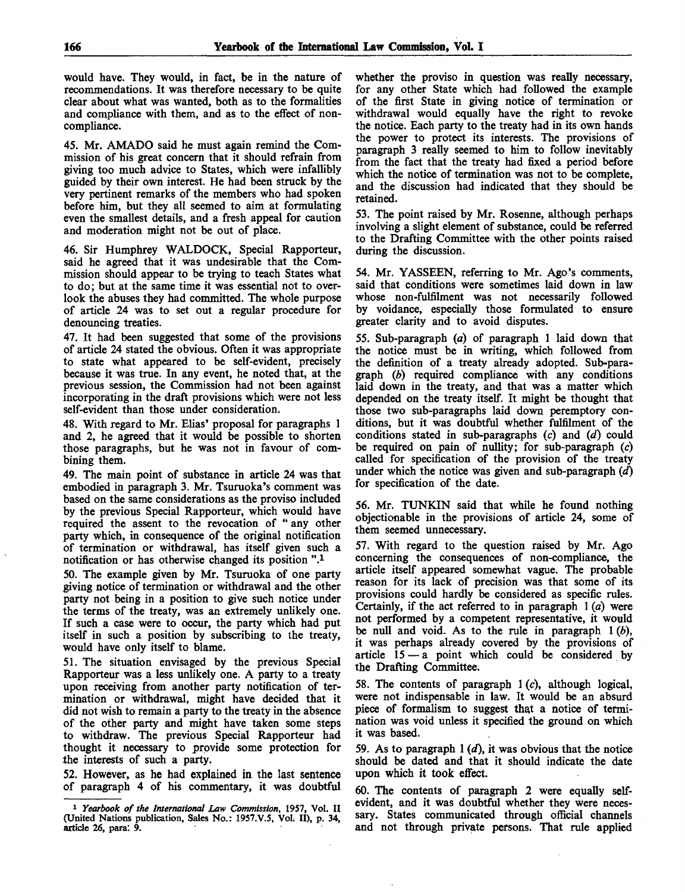would have. They would, in fact, be in the nature of recommendations. It was therefore necessary to be quite clear about what was wanted, both as to the formalities and compliance with them, and as to the effect of non-compliance.

45. Mr. AMADO said he must again remind the Commission of his great concern that it should refrain from giving too much advice to States, which were infallibly guided by their own interest. He had been struck by the very pertinent remarks of the members who had spoken before him, but they all seemed to aim at formulating even the smallest details, and a fresh appeal for caution and moderation might not be out of place.

46. Sir Humphrey WALDOCK, Special Rapporteur, said he agreed that it was undesirable that the Commission should appear to be trying to teach States what to do; but at the same time it was essential not to overlook the abuses they had committed. The whole purpose of article 24 was to set out a regular procedure for denouncing treaties.

47. It had been suggested that some of the provisions of article 24 stated the obvious. Often it was appropriate to state what appeared to be self-evident, precisely because it was true. In any event, he noted that, at the previous session, the Commission had not been against incorporating in the draft provisions which were not less self-evident than those under consideration.

48. With regard to Mr. Elias' proposal for paragraphs 1 and 2, he agreed that it would be possible to shorten those paragraphs, but he was not in favour of combining them.

49. The main point of substance in article 24 was that embodied in paragraph 3. Mr. Tsuruoka's comment was based on the same considerations as the proviso included by the previous Special Rapporteur, which would have required the assent to the revocation of " any other party which, in consequence of the original notification of termination or withdrawal, has itself given such a notification or has otherwise changed its position ".[1]

50. The example given by Mr. Tsuruoka of one party giving notice of termination or withdrawal and the other party not being in a position to give such notice under the terms of the treaty, was an extremely unlikely one. If such a case were to occur, the party which had put itself in such a position by subscribing to the treaty, would have only itself to blame.

51. The situation envisaged by the previous Special Rapporteur was a less unlikely one. A party to a treaty upon receiving from another party notification of termination or withdrawal, might have decided that it did not wish to remain a party to the treaty in the absence of the other party and might have taken some steps to withdraw. The previous Special Rapporteur had thought it necessary to provide some protection for the interests of such a party.

52. However, as he had explained in the last sentence of paragraph 4 of his commentary, it was doubtful whether the proviso in question was really necessary, for any other State which had followed the example of the first State in giving notice of termination or withdrawal would equally have the right to revoke the notice. Each party to the treaty had in its own hands the power to protect its interests. The provisions of paragraph 3 really seemed to him to follow inevitably from the fact that the treaty had fixed a period before which the notice of termination was not to be complete, and the discussion had indicated that they should be retained.

53. The point raised by Mr. Rosenne, although perhaps involving a slight element of substance, could be referred to the Drafting Committee with the other points raised during the discussion.

54. Mr. YASSEEN, referring to Mr. Ago's comments, said that conditions were sometimes laid down in law whose non-fulfilment was not necessarily followed by voidance, especially those formulated to ensure greater clarity and to avoid disputes.

55. Sub-paragraph (*a*) of paragraph 1 laid down that the notice must be in writing, which followed from the definition of a treaty already adopted. Sub-paragraph (*b*) required compliance with any conditions laid down in the treaty, and that was a matter which depended on the treaty itself. It might be thought that those two sub-paragraphs laid down peremptory conditions, but it was doubtful whether fulfilment of the conditions stated in sub-paragraphs (*c*) and (*d*) could be required on pain of nullity; for sub-paragraph (*c*) called for specification of the provision of the treaty under which the notice was given and sub-paragraph (*d*) for specification of the date.

56. Mr. TUNKIN said that while he found nothing objectionable in the provisions of article 24, some of them seemed unnecessary.

57. With regard to the question raised by Mr. Ago concerning the consequences of non-compliance, the article itself appeared somewhat vague. The probable reason for its lack of precision was that some of its provisions could hardly be considered as specific rules. Certainly, if the act referred to in paragraph 1 (*a*) were not performed by a competent representative, it would be null and void. As to the rule in paragraph 1 (*b*), it was perhaps already covered by the provisions of article 15 — a point which could be considered by the Drafting Committee.

58. The contents of paragraph 1 (*c*), although logical, were not indispensable in law. It would be an absurd piece of formalism to suggest that a notice of termination was void unless it specified the ground on which it was based.

59. As to paragraph 1 (*d*), it was obvious that the notice should be dated and that it should indicate the date upon which it took effect.

60. The contents of paragraph 2 were equally self-evident, and it was doubtful whether they were necessary. States communicated through official channels and not through private persons. That rule applied

---

[1] *Yearbook of the International Law Commission*, 1957, Vol. II (United Nations publication, Sales No.: 1957.V.5, Vol. II), p. 34, article 26, para. 9.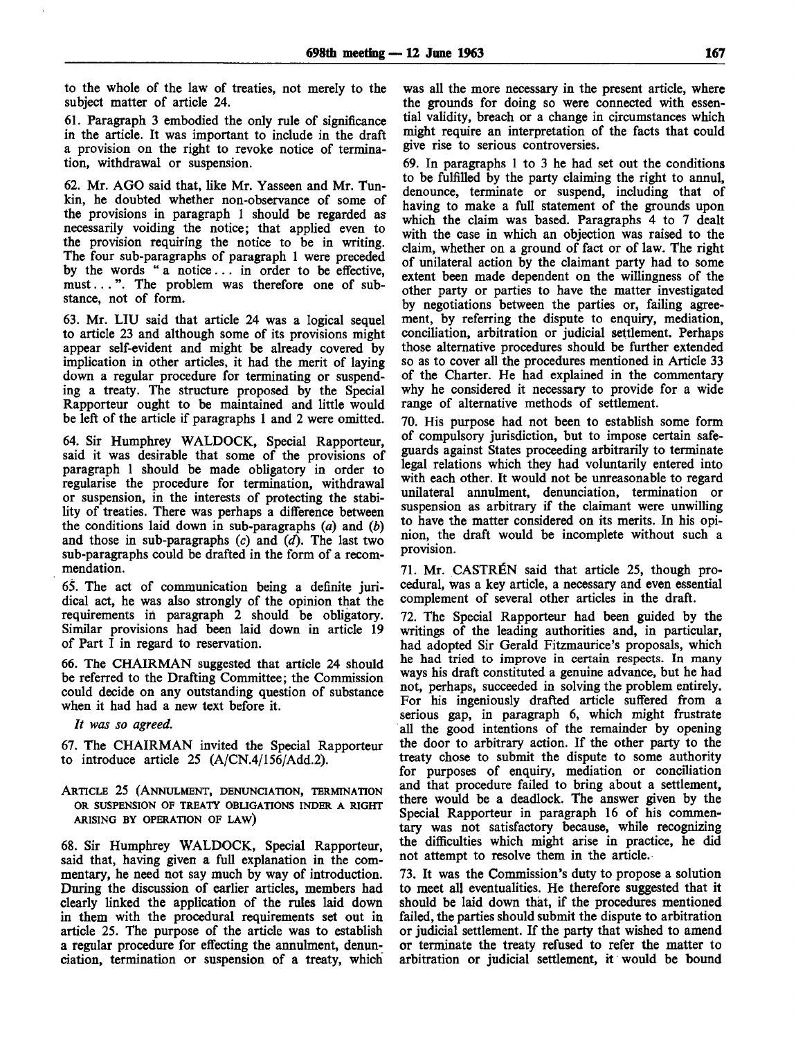to the whole of the law of treaties, not merely to the subject matter of article 24.

61. Paragraph 3 embodied the only rule of significance in the article. It was important to include in the draft a provision on the right to revoke notice of termination, withdrawal or suspension.

62. Mr. AGO said that, like Mr. Yasseen and Mr. Tunkin, he doubted whether non-observance of some of the provisions in paragraph 1 should be regarded as necessarily voiding the notice; that applied even to the provision requiring the notice to be in writing. The four sub-paragraphs of paragraph 1 were preceded by the words "a notice... in order to be effective, must...". The problem was therefore one of substance, not of form.

63. Mr. LIU said that article 24 was a logical sequel to article 23 and although some of its provisions might appear self-evident and might be already covered by implication in other articles, it had the merit of laying down a regular procedure for terminating or suspending a treaty. The structure proposed by the Special Rapporteur ought to be maintained and little would be left of the article if paragraphs 1 and 2 were omitted.

64. Sir Humphrey WALDOCK, Special Rapporteur, said it was desirable that some of the provisions of paragraph 1 should be made obligatory in order to regularise the procedure for termination, withdrawal or suspension, in the interests of protecting the stability of treaties. There was perhaps a difference between the conditions laid down in sub-paragraphs (*a*) and (*b*) and those in sub-paragraphs (*c*) and (*d*). The last two sub-paragraphs could be drafted in the form of a recommendation.

65. The act of communication being a definite juridical act, he was also strongly of the opinion that the requirements in paragraph 2 should be obligatory. Similar provisions had been laid down in article 19 of Part I in regard to reservation.

66. The CHAIRMAN suggested that article 24 should be referred to the Drafting Committee; the Commission could decide on any outstanding question of substance when it had had a new text before it.

*It was so agreed.*

67. The CHAIRMAN invited the Special Rapporteur to introduce article 25 (A/CN.4/156/Add.2).

### ARTICLE 25 (ANNULMENT, DENUNCIATION, TERMINATION OR SUSPENSION OF TREATY OBLIGATIONS INDER A RIGHT ARISING BY OPERATION OF LAW)

68. Sir Humphrey WALDOCK, Special Rapporteur, said that, having given a full explanation in the commentary, he need not say much by way of introduction. During the discussion of earlier articles, members had clearly linked the application of the rules laid down in them with the procedural requirements set out in article 25. The purpose of the article was to establish a regular procedure for effecting the annulment, denunciation, termination or suspension of a treaty, which was all the more necessary in the present article, where the grounds for doing so were connected with essential validity, breach or a change in circumstances which might require an interpretation of the facts that could give rise to serious controversies.

69. In paragraphs 1 to 3 he had set out the conditions to be fulfilled by the party claiming the right to annul, denounce, terminate or suspend, including that of having to make a full statement of the grounds upon which the claim was based. Paragraphs 4 to 7 dealt with the case in which an objection was raised to the claim, whether on a ground of fact or of law. The right of unilateral action by the claimant party had to some extent been made dependent on the willingness of the other party or parties to have the matter investigated by negotiations between the parties or, failing agreement, by referring the dispute to enquiry, mediation, conciliation, arbitration or judicial settlement. Perhaps those alternative procedures should be further extended so as to cover all the procedures mentioned in Article 33 of the Charter. He had explained in the commentary why he considered it necessary to provide for a wide range of alternative methods of settlement.

70. His purpose had not been to establish some form of compulsory jurisdiction, but to impose certain safeguards against States proceeding arbitrarily to terminate legal relations which they had voluntarily entered into with each other. It would not be unreasonable to regard unilateral annulment, denunciation, termination or suspension as arbitrary if the claimant were unwilling to have the matter considered on its merits. In his opinion, the draft would be incomplete without such a provision.

71. Mr. CASTRÉN said that article 25, though procedural, was a key article, a necessary and even essential complement of several other articles in the draft.

72. The Special Rapporteur had been guided by the writings of the leading authorities and, in particular, had adopted Sir Gerald Fitzmaurice's proposals, which he had tried to improve in certain respects. In many ways his draft constituted a genuine advance, but he had not, perhaps, succeeded in solving the problem entirely. For his ingeniously drafted article suffered from a serious gap, in paragraph 6, which might frustrate all the good intentions of the remainder by opening the door to arbitrary action. If the other party to the treaty chose to submit the dispute to some authority for purposes of enquiry, mediation or conciliation and that procedure failed to bring about a settlement, there would be a deadlock. The answer given by the Special Rapporteur in paragraph 16 of his commentary was not satisfactory because, while recognizing the difficulties which might arise in practice, he did not attempt to resolve them in the article.

73. It was the Commission's duty to propose a solution to meet all eventualities. He therefore suggested that it should be laid down that, if the procedures mentioned failed, the parties should submit the dispute to arbitration or judicial settlement. If the party that wished to amend or terminate the treaty refused to refer the matter to arbitration or judicial settlement, it would be bound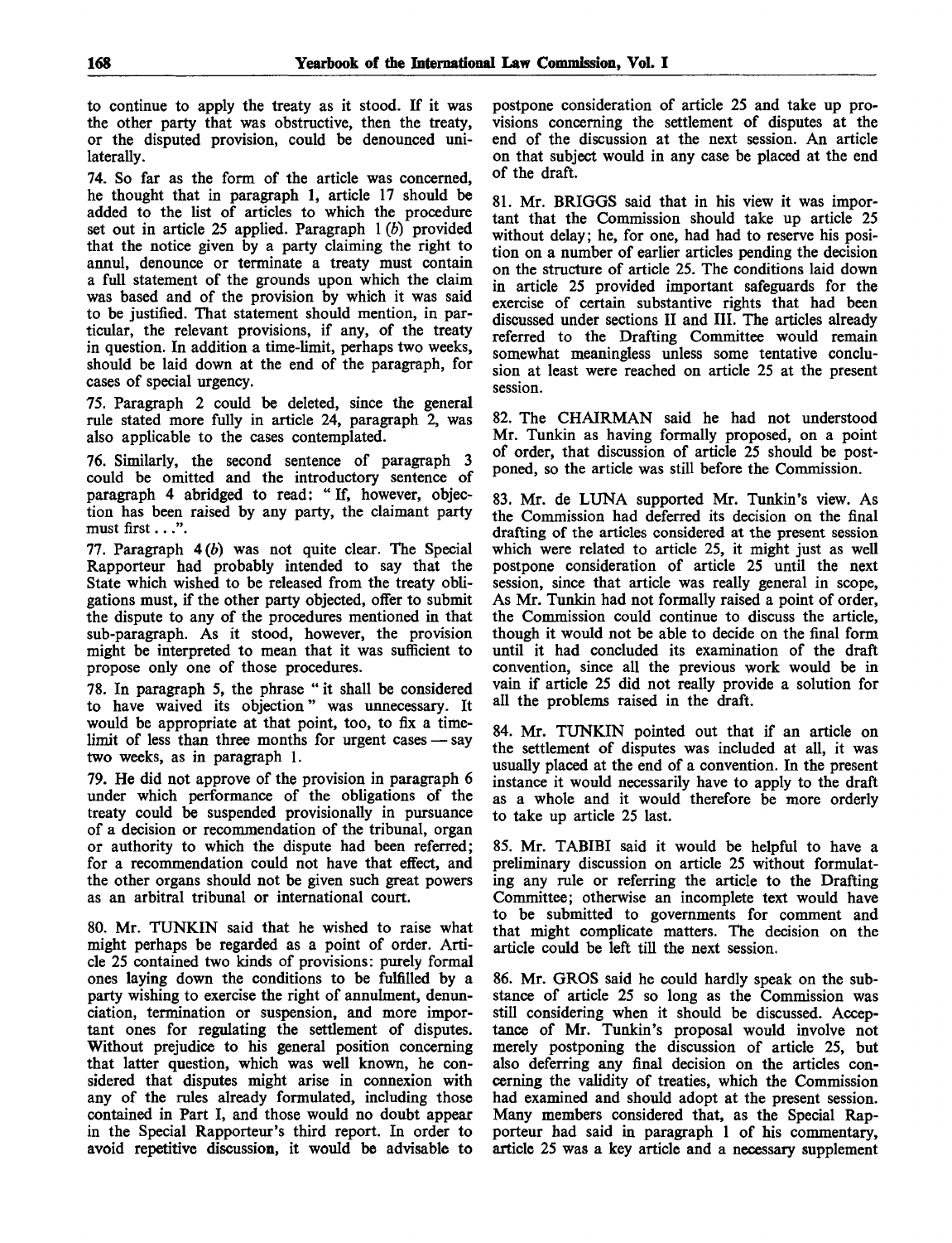to continue to apply the treaty as it stood. If it was the other party that was obstructive, then the treaty, or the disputed provision, could be denounced unilaterally.

74. So far as the form of the article was concerned, he thought that in paragraph 1, article 17 should be added to the list of articles to which the procedure set out in article 25 applied. Paragraph 1 (*b*) provided that the notice given by a party claiming the right to annul, denounce or terminate a treaty must contain a full statement of the grounds upon which the claim was based and of the provision by which it was said to be justified. That statement should mention, in particular, the relevant provisions, if any, of the treaty in question. In addition a time-limit, perhaps two weeks, should be laid down at the end of the paragraph, for cases of special urgency.

75. Paragraph 2 could be deleted, since the general rule stated more fully in article 24, paragraph 2, was also applicable to the cases contemplated.

76. Similarly, the second sentence of paragraph 3 could be omitted and the introductory sentence of paragraph 4 abridged to read: "If, however, objection has been raised by any party, the claimant party must first . . .".

77. Paragraph 4 (*b*) was not quite clear. The Special Rapporteur had probably intended to say that the State which wished to be released from the treaty obligations must, if the other party objected, offer to submit the dispute to any of the procedures mentioned in that sub-paragraph. As it stood, however, the provision might be interpreted to mean that it was sufficient to propose only one of those procedures.

78. In paragraph 5, the phrase "it shall be considered to have waived its objection" was unnecessary. It would be appropriate at that point, too, to fix a time-limit of less than three months for urgent cases — say two weeks, as in paragraph 1.

79. He did not approve of the provision in paragraph 6 under which performance of the obligations of the treaty could be suspended provisionally in pursuance of a decision or recommendation of the tribunal, organ or authority to which the dispute had been referred; for a recommendation could not have that effect, and the other organs should not be given such great powers as an arbitral tribunal or international court.

80. Mr. TUNKIN said that he wished to raise what might perhaps be regarded as a point of order. Article 25 contained two kinds of provisions: purely formal ones laying down the conditions to be fulfilled by a party wishing to exercise the right of annulment, denunciation, termination or suspension, and more important ones for regulating the settlement of disputes. Without prejudice to his general position concerning that latter question, which was well known, he considered that disputes might arise in connexion with any of the rules already formulated, including those contained in Part I, and those would no doubt appear in the Special Rapporteur's third report. In order to avoid repetitive discussion, it would be advisable to postpone consideration of article 25 and take up provisions concerning the settlement of disputes at the end of the discussion at the next session. An article on that subject would in any case be placed at the end of the draft.

81. Mr. BRIGGS said that in his view it was important that the Commission should take up article 25 without delay; he, for one, had had to reserve his position on a number of earlier articles pending the decision on the structure of article 25. The conditions laid down in article 25 provided important safeguards for the exercise of certain substantive rights that had been discussed under sections II and III. The articles already referred to the Drafting Committee would remain somewhat meaningless unless some tentative conclusion at least were reached on article 25 at the present session.

82. The CHAIRMAN said he had not understood Mr. Tunkin as having formally proposed, on a point of order, that discussion of article 25 should be postponed, so the article was still before the Commission.

83. Mr. de LUNA supported Mr. Tunkin's view. As the Commission had deferred its decision on the final drafting of the articles considered at the present session which were related to article 25, it might just as well postpone consideration of article 25 until the next session, since that article was really general in scope, As Mr. Tunkin had not formally raised a point of order, the Commission could continue to discuss the article, though it would not be able to decide on the final form until it had concluded its examination of the draft convention, since all the previous work would be in vain if article 25 did not really provide a solution for all the problems raised in the draft.

84. Mr. TUNKIN pointed out that if an article on the settlement of disputes was included at all, it was usually placed at the end of a convention. In the present instance it would necessarily have to apply to the draft as a whole and it would therefore be more orderly to take up article 25 last.

85. Mr. TABIBI said it would be helpful to have a preliminary discussion on article 25 without formulating any rule or referring the article to the Drafting Committee; otherwise an incomplete text would have to be submitted to governments for comment and that might complicate matters. The decision on the article could be left till the next session.

86. Mr. GROS said he could hardly speak on the substance of article 25 so long as the Commission was still considering when it should be discussed. Acceptance of Mr. Tunkin's proposal would involve not merely postponing the discussion of article 25, but also deferring any final decision on the articles concerning the validity of treaties, which the Commission had examined and should adopt at the present session. Many members considered that, as the Special Rapporteur had said in paragraph 1 of his commentary, article 25 was a key article and a necessary supplement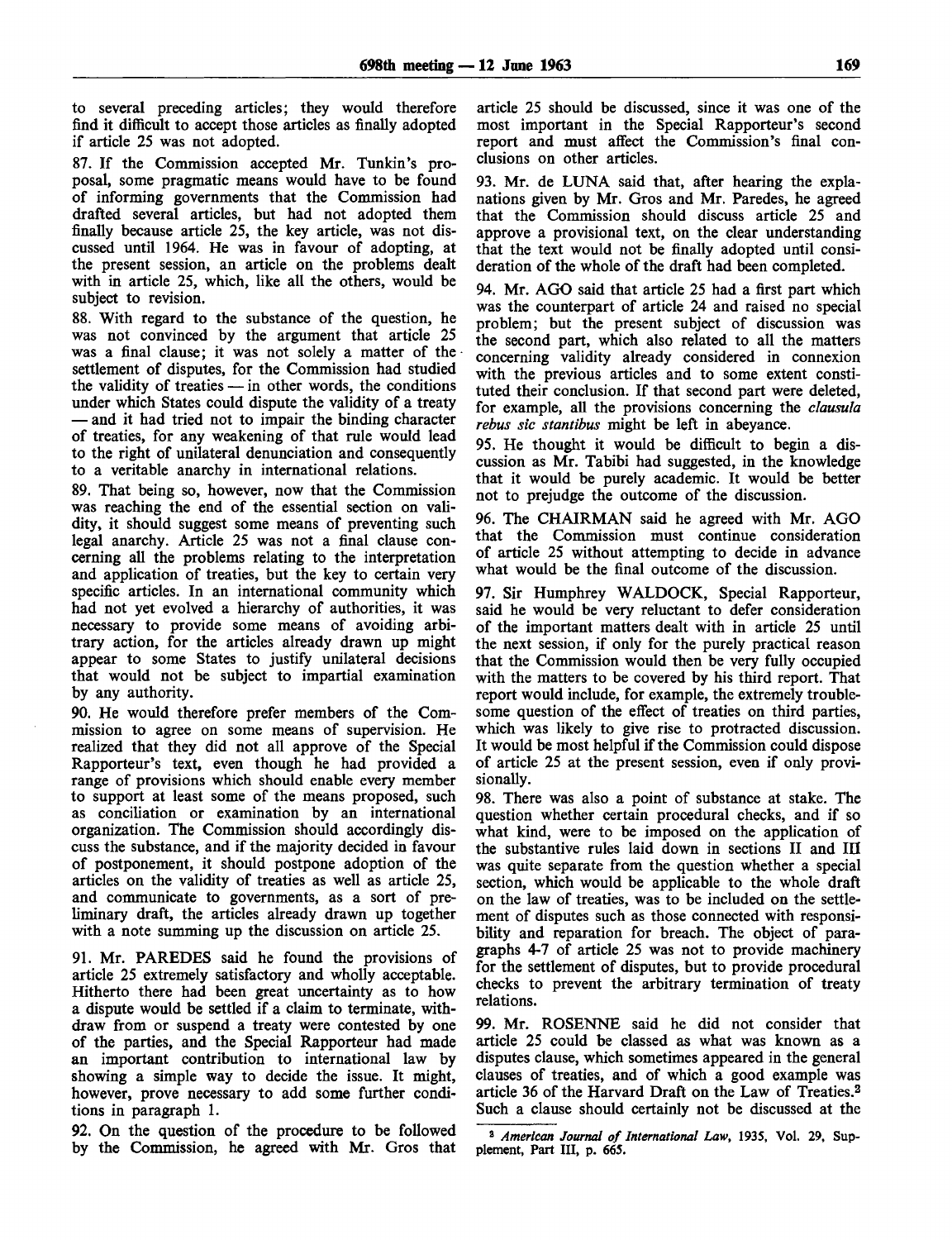to several preceding articles; they would therefore find it difficult to accept those articles as finally adopted if article 25 was not adopted.

87. If the Commission accepted Mr. Tunkin's proposal, some pragmatic means would have to be found of informing governments that the Commission had drafted several articles, but had not adopted them finally because article 25, the key article, was not discussed until 1964. He was in favour of adopting, at the present session, an article on the problems dealt with in article 25, which, like all the others, would be subject to revision.

88. With regard to the substance of the question, he was not convinced by the argument that article 25 was a final clause; it was not solely a matter of the settlement of disputes, for the Commission had studied the validity of treaties — in other words, the conditions under which States could dispute the validity of a treaty — and it had tried not to impair the binding character of treaties, for any weakening of that rule would lead to the right of unilateral denunciation and consequently to a veritable anarchy in international relations.

89. That being so, however, now that the Commission was reaching the end of the essential section on validity, it should suggest some means of preventing such legal anarchy. Article 25 was not a final clause concerning all the problems relating to the interpretation and application of treaties, but the key to certain very specific articles. In an international community which had not yet evolved a hierarchy of authorities, it was necessary to provide some means of avoiding arbitrary action, for the articles already drawn up might appear to some States to justify unilateral decisions that would not be subject to impartial examination by any authority.

90. He would therefore prefer members of the Commission to agree on some means of supervision. He realized that they did not all approve of the Special Rapporteur's text, even though he had provided a range of provisions which should enable every member to support at least some of the means proposed, such as conciliation or examination by an international organization. The Commission should accordingly discuss the substance, and if the majority decided in favour of postponement, it should postpone adoption of the articles on the validity of treaties as well as article 25, and communicate to governments, as a sort of preliminary draft, the articles already drawn up together with a note summing up the discussion on article 25.

91. Mr. PAREDES said he found the provisions of article 25 extremely satisfactory and wholly acceptable. Hitherto there had been great uncertainty as to how a dispute would be settled if a claim to terminate, withdraw from or suspend a treaty were contested by one of the parties, and the Special Rapporteur had made an important contribution to international law by showing a simple way to decide the issue. It might, however, prove necessary to add some further conditions in paragraph 1.

92. On the question of the procedure to be followed by the Commission, he agreed with Mr. Gros that article 25 should be discussed, since it was one of the most important in the Special Rapporteur's second report and must affect the Commission's final conclusions on other articles.

93. Mr. de LUNA said that, after hearing the explanations given by Mr. Gros and Mr. Paredes, he agreed that the Commission should discuss article 25 and approve a provisional text, on the clear understanding that the text would not be finally adopted until consideration of the whole of the draft had been completed.

94. Mr. AGO said that article 25 had a first part which was the counterpart of article 24 and raised no special problem; but the present subject of discussion was the second part, which also related to all the matters concerning validity already considered in connexion with the previous articles and to some extent constituted their conclusion. If that second part were deleted, for example, all the provisions concerning the *clausula rebus sic stantibus* might be left in abeyance.

95. He thought it would be difficult to begin a discussion as Mr. Tabibi had suggested, in the knowledge that it would be purely academic. It would be better not to prejudge the outcome of the discussion.

96. The CHAIRMAN said he agreed with Mr. AGO that the Commission must continue consideration of article 25 without attempting to decide in advance what would be the final outcome of the discussion.

97. Sir Humphrey WALDOCK, Special Rapporteur, said he would be very reluctant to defer consideration of the important matters dealt with in article 25 until the next session, if only for the purely practical reason that the Commission would then be very fully occupied with the matters to be covered by his third report. That report would include, for example, the extremely troublesome question of the effect of treaties on third parties, which was likely to give rise to protracted discussion. It would be most helpful if the Commission could dispose of article 25 at the present session, even if only provisionally.

98. There was also a point of substance at stake. The question whether certain procedural checks, and if so what kind, were to be imposed on the application of the substantive rules laid down in sections II and III was quite separate from the question whether a special section, which would be applicable to the whole draft on the law of treaties, was to be included on the settlement of disputes such as those connected with responsibility and reparation for breach. The object of paragraphs 4-7 of article 25 was not to provide machinery for the settlement of disputes, but to provide procedural checks to prevent the arbitrary termination of treaty relations.

99. Mr. ROSENNE said he did not consider that article 25 could be classed as what was known as a disputes clause, which sometimes appeared in the general clauses of treaties, and of which a good example was article 36 of the Harvard Draft on the Law of Treaties.[2] Such a clause should certainly not be discussed at the

---

[2] *American Journal of International Law*, 1935, Vol. 29, Supplement, Part III, p. 665.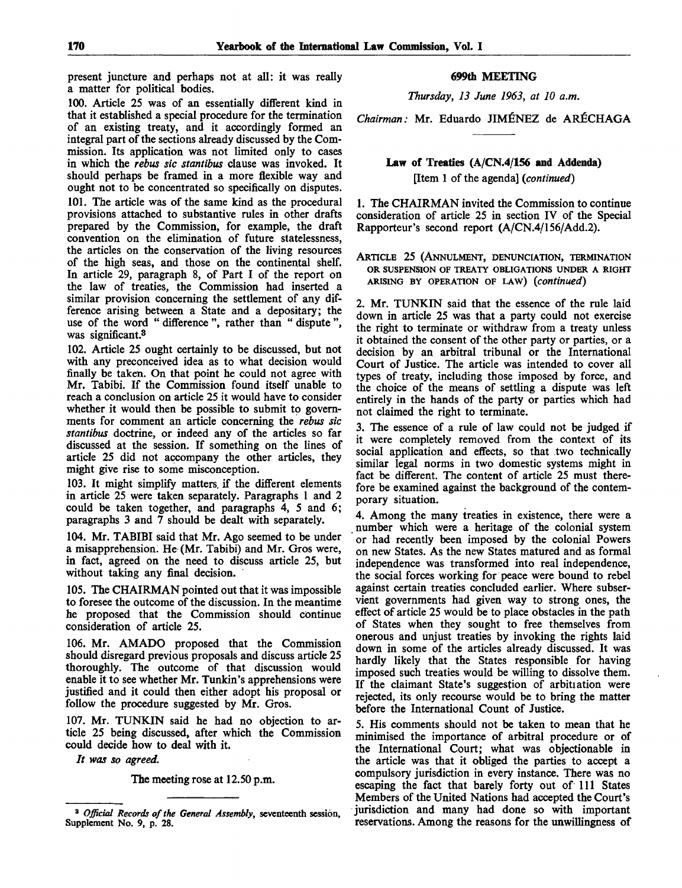present juncture and perhaps not at all: it was really a matter for political bodies.

100. Article 25 was of an essentially different kind in that it established a special procedure for the termination of an existing treaty, and it accordingly formed an integral part of the sections already discussed by the Commission. Its application was not limited only to cases in which the *rebus sic stantibus* clause was invoked. It should perhaps be framed in a more flexible way and ought not to be concentrated so specifically on disputes.

101. The article was of the same kind as the procedural provisions attached to substantive rules in other drafts prepared by the Commission, for example, the draft convention on the elimination of future statelessness, the articles on the conservation of the living resources of the high seas, and those on the continental shelf. In article 29, paragraph 8, of Part I of the report on the law of treaties, the Commission had inserted a similar provision concerning the settlement of any difference arising between a State and a depositary; the use of the word " difference ", rather than " dispute ", was significant.[3]

102. Article 25 ought certainly to be discussed, but not with any preconceived idea as to what decision would finally be taken. On that point he could not agree with Mr. Tabibi. If the Commission found itself unable to reach a conclusion on article 25 it would have to consider whether it would then be possible to submit to governments for comment an article concerning the *rebus sic stantibus* doctrine, or indeed any of the articles so far discussed at the session. If something on the lines of article 25 did not accompany the other articles, they might give rise to some misconception.

103. It might simplify matters if the different elements in article 25 were taken separately. Paragraphs 1 and 2 could be taken together, and paragraphs 4, 5 and 6; paragraphs 3 and 7 should be dealt with separately.

104. Mr. TABIBI said that Mr. Ago seemed to be under a misapprehension. He (Mr. Tabibi) and Mr. Gros were, in fact, agreed on the need to discuss article 25, but without taking any final decision.

105. The CHAIRMAN pointed out that it was impossible to foresee the outcome of the discussion. In the meantime he proposed that the Commission should continue consideration of article 25.

106. Mr. AMADO proposed that the Commission should disregard previous proposals and discuss article 25 thoroughly. The outcome of that discussion would enable it to see whether Mr. Tunkin's apprehensions were justified and it could then either adopt his proposal or follow the procedure suggested by Mr. Gros.

107. Mr. TUNKIN said he had no objection to article 25 being discussed, after which the Commission could decide how to deal with it.

*It was so agreed.*

The meeting rose at 12.50 p.m.

[3] *Official Records of the General Assembly*, seventeenth session, Supplement No. 9, p. 28.

## 699th MEETING

*Thursday, 13 June 1963, at 10 a.m.*

*Chairman:* Mr. Eduardo JIMÉNEZ de ARÉCHAGA

### Law of Treaties (A/CN.4/156 and Addenda)

[Item 1 of the agenda] (*continued*)

1. The CHAIRMAN invited the Commission to continue consideration of article 25 in section IV of the Special Rapporteur's second report (A/CN.4/156/Add.2).

ARTICLE 25 (ANNULMENT, DENUNCIATION, TERMINATION OR SUSPENSION OF TREATY OBLIGATIONS UNDER A RIGHT ARISING BY OPERATION OF LAW) (*continued*)

2. Mr. TUNKIN said that the essence of the rule laid down in article 25 was that a party could not exercise the right to terminate or withdraw from a treaty unless it obtained the consent of the other party or parties, or a decision by an arbitral tribunal or the International Court of Justice. The article was intended to cover all types of treaty, including those imposed by force, and the choice of the means of settling a dispute was left entirely in the hands of the party or parties which had not claimed the right to terminate.

3. The essence of a rule of law could not be judged if it were completely removed from the context of its social application and effects, so that two technically similar legal norms in two domestic systems might in fact be different. The content of article 25 must therefore be examined against the background of the contemporary situation.

4. Among the many treaties in existence, there were a number which were a heritage of the colonial system or had recently been imposed by the colonial Powers on new States. As the new States matured and as formal independence was transformed into real independence, the social forces working for peace were bound to rebel against certain treaties concluded earlier. Where subservient governments had given way to strong ones, the effect of article 25 would be to place obstacles in the path of States when they sought to free themselves from onerous and unjust treaties by invoking the rights laid down in some of the articles already discussed. It was hardly likely that the States responsible for having imposed such treaties would be willing to dissolve them. If the claimant State's suggestion of arbitration were rejected, its only recourse would be to bring the matter before the International Count of Justice.

5. His comments should not be taken to mean that he minimised the importance of arbitral procedure or of the International Court; what was objectionable in the article was that it obliged the parties to accept a compulsory jurisdiction in every instance. There was no escaping the fact that barely forty out of 111 States Members of the United Nations had accepted the Court's jurisdiction and many had done so with important reservations. Among the reasons for the unwillingness of